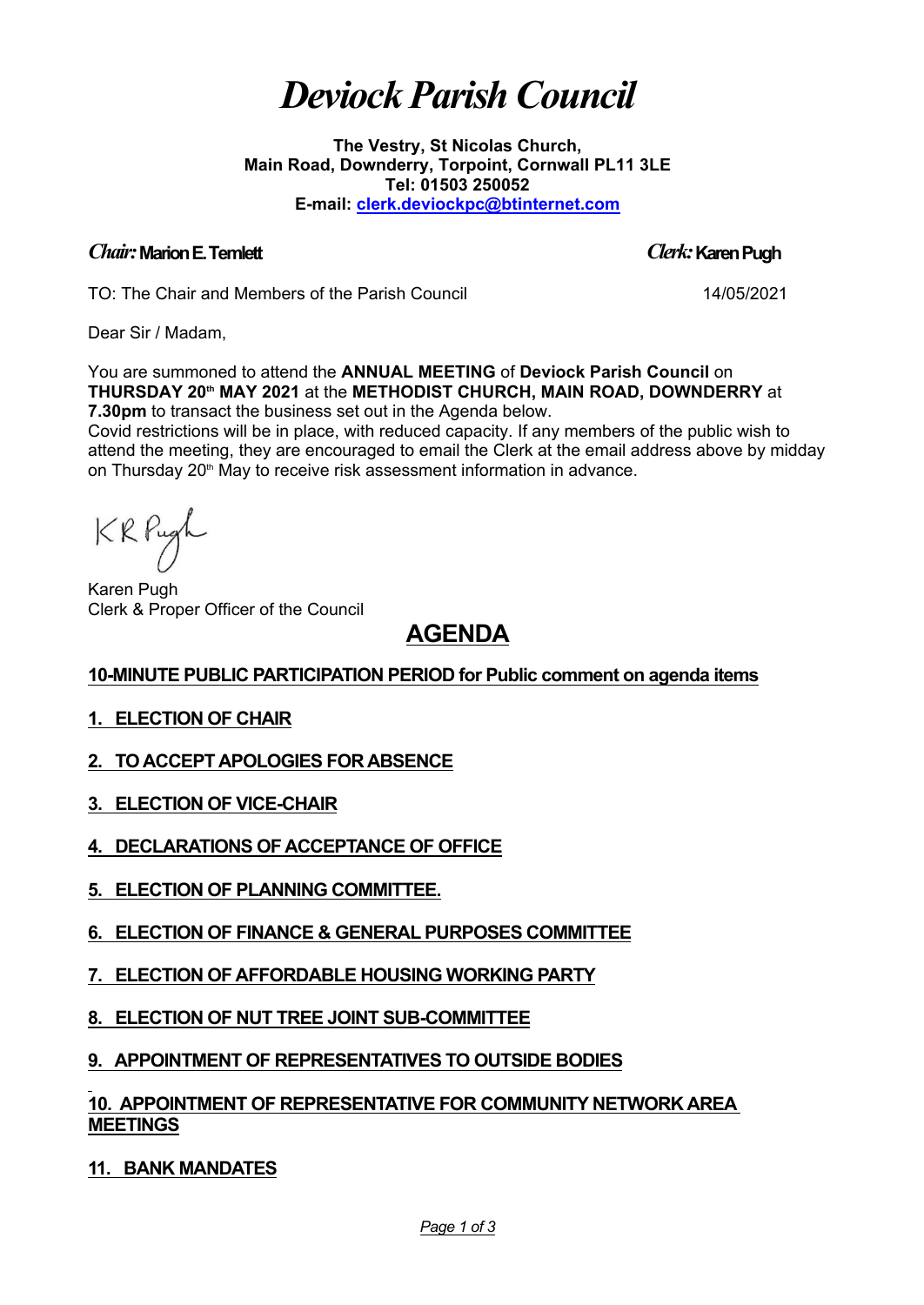# *Deviock Parish Council*

**The Vestry, St Nicolas Church,**
**Main Road, Downderry, Torpoint, Cornwall PL11 3LE**
**Tel: 01503 250052**
**E-mail: clerk.deviockpc@btinternet.com**

***Chair:* Marion E. Temlett** ***Clerk:* Karen Pugh**

TO: The Chair and Members of the Parish Council 14/05/2021

Dear Sir / Madam,

You are summoned to attend the **ANNUAL MEETING** of **Deviock Parish Council** on **THURSDAY 20th MAY 2021** at the **METHODIST CHURCH, MAIN ROAD, DOWNDERRY** at **7.30pm** to transact the business set out in the Agenda below.
Covid restrictions will be in place, with reduced capacity. If any members of the public wish to attend the meeting, they are encouraged to email the Clerk at the email address above by midday on Thursday 20th May to receive risk assessment information in advance.

KR Pugh

Karen Pugh
Clerk & Proper Officer of the Council

## AGENDA

**10-MINUTE PUBLIC PARTICIPATION PERIOD for Public comment on agenda items**

**1. ELECTION OF CHAIR**

**2. TO ACCEPT APOLOGIES FOR ABSENCE**

**3. ELECTION OF VICE-CHAIR**

**4. DECLARATIONS OF ACCEPTANCE OF OFFICE**

**5. ELECTION OF PLANNING COMMITTEE.**

**6. ELECTION OF FINANCE & GENERAL PURPOSES COMMITTEE**

**7. ELECTION OF AFFORDABLE HOUSING WORKING PARTY**

**8. ELECTION OF NUT TREE JOINT SUB-COMMITTEE**

**9. APPOINTMENT OF REPRESENTATIVES TO OUTSIDE BODIES**

**10. APPOINTMENT OF REPRESENTATIVE FOR COMMUNITY NETWORK AREA MEETINGS**

**11. BANK MANDATES**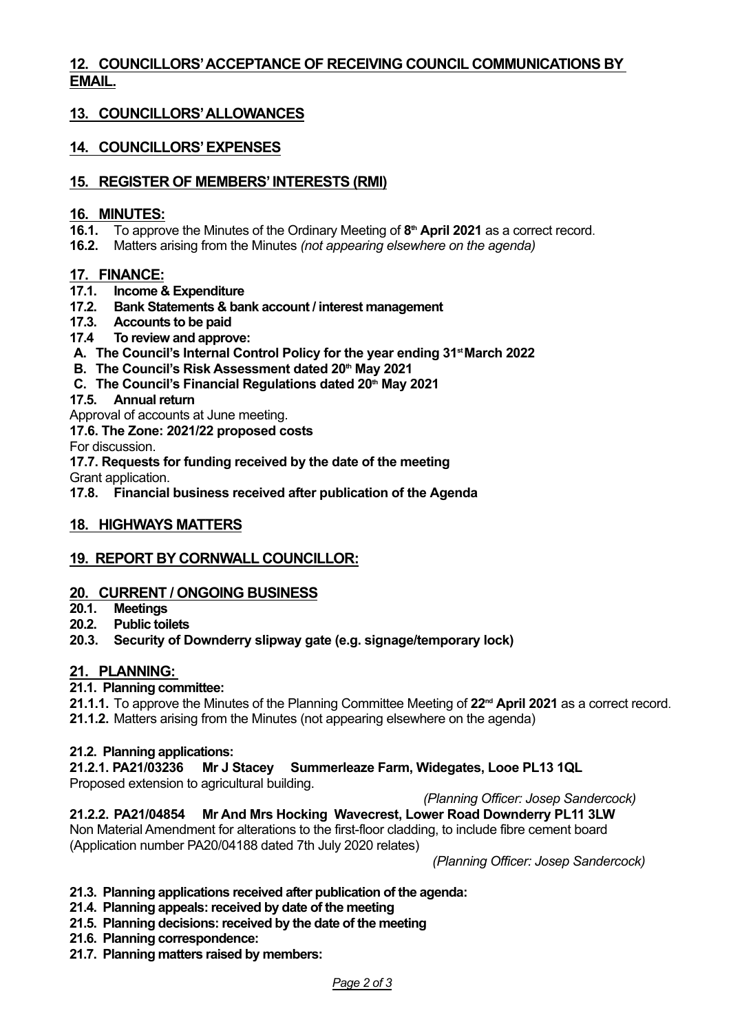## 12. COUNCILLORS' ACCEPTANCE OF RECEIVING COUNCIL COMMUNICATIONS BY EMAIL.

## 13. COUNCILLORS' ALLOWANCES

## 14. COUNCILLORS' EXPENSES

## 15. REGISTER OF MEMBERS' INTERESTS (RMI)

## 16. MINUTES:

**16.1.** To approve the Minutes of the Ordinary Meeting of **8th April 2021** as a correct record.
**16.2.** Matters arising from the Minutes *(not appearing elsewhere on the agenda)*

## 17. FINANCE:

**17.1. Income & Expenditure**
**17.2. Bank Statements & bank account / interest management**
**17.3. Accounts to be paid**
**17.4 To review and approve:**

**A. The Council's Internal Control Policy for the year ending 31st March 2022**
**B. The Council's Risk Assessment dated 20th May 2021**
**C. The Council's Financial Regulations dated 20th May 2021**

**17.5. Annual return**
Approval of accounts at June meeting.

**17.6. The Zone: 2021/22 proposed costs**
For discussion.

**17.7. Requests for funding received by the date of the meeting**
Grant application.

**17.8. Financial business received after publication of the Agenda**

## 18. HIGHWAYS MATTERS

## 19. REPORT BY CORNWALL COUNCILLOR:

## 20. CURRENT / ONGOING BUSINESS

**20.1. Meetings**
**20.2. Public toilets**
**20.3. Security of Downderry slipway gate (e.g. signage/temporary lock)**

## 21. PLANNING:

**21.1. Planning committee:**

**21.1.1.** To approve the Minutes of the Planning Committee Meeting of **22nd April 2021** as a correct record.
**21.1.2.** Matters arising from the Minutes (not appearing elsewhere on the agenda)

**21.2. Planning applications:**

**21.2.1. PA21/03236 Mr J Stacey Summerleaze Farm, Widegates, Looe PL13 1QL**
Proposed extension to agricultural building.
*(Planning Officer: Josep Sandercock)*

**21.2.2. PA21/04854 Mr And Mrs Hocking Wavecrest, Lower Road Downderry PL11 3LW**
Non Material Amendment for alterations to the first-floor cladding, to include fibre cement board (Application number PA20/04188 dated 7th July 2020 relates)
*(Planning Officer: Josep Sandercock)*

**21.3. Planning applications received after publication of the agenda:**
**21.4. Planning appeals: received by date of the meeting**
**21.5. Planning decisions: received by the date of the meeting**
**21.6. Planning correspondence:**
**21.7. Planning matters raised by members:**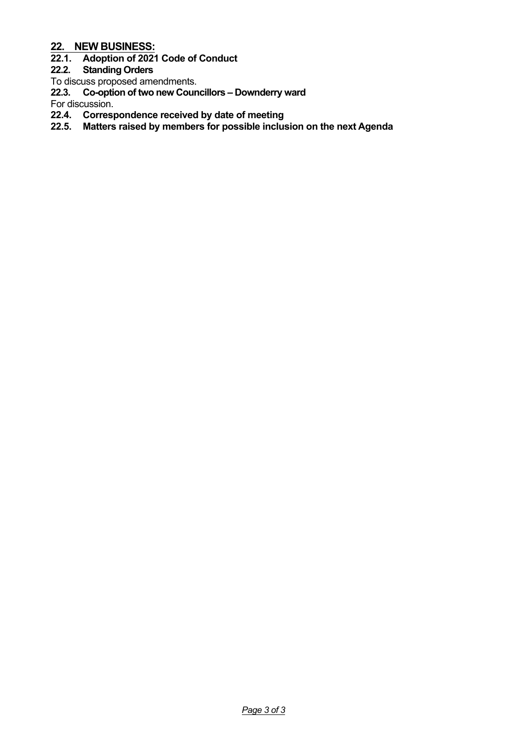## 22. NEW BUSINESS:

### 22.1. Adoption of 2021 Code of Conduct

### 22.2. Standing Orders

To discuss proposed amendments.

### 22.3. Co-option of two new Councillors – Downderry ward

For discussion.

### 22.4. Correspondence received by date of meeting

### 22.5. Matters raised by members for possible inclusion on the next Agenda